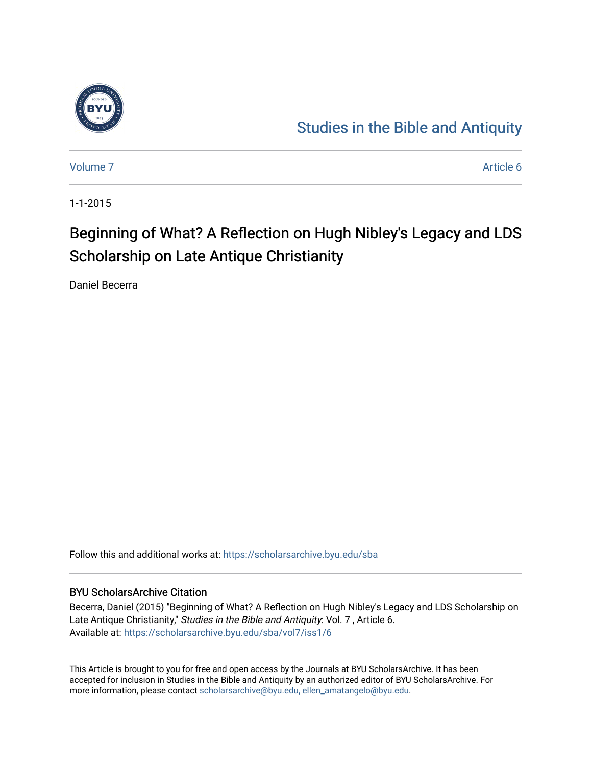Studies in the Bible and Antiquity

Volume 7 Article 6

1-1-2015

# Beginning of What? A Reflection on Hugh Nibley's Legacy and LDS Scholarship on Late Antique Christianity

Daniel Becerra

Follow this and additional works at: https://scholarsarchive.byu.edu/sba

## BYU ScholarsArchive Citation

Becerra, Daniel (2015) "Beginning of What? A Reflection on Hugh Nibley's Legacy and LDS Scholarship on Late Antique Christianity," *Studies in the Bible and Antiquity*: Vol. 7 , Article 6.
Available at: https://scholarsarchive.byu.edu/sba/vol7/iss1/6

This Article is brought to you for free and open access by the Journals at BYU ScholarsArchive. It has been accepted for inclusion in Studies in the Bible and Antiquity by an authorized editor of BYU ScholarsArchive. For more information, please contact scholarsarchive@byu.edu, ellen_amatangelo@byu.edu.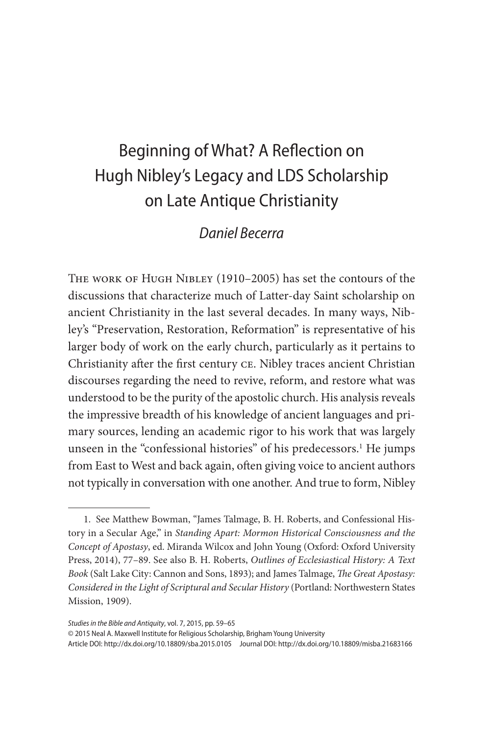# Beginning of What? A Reflection on Hugh Nibley's Legacy and LDS Scholarship on Late Antique Christianity

*Daniel Becerra*

The work of Hugh Nibley (1910–2005) has set the contours of the discussions that characterize much of Latter-day Saint scholarship on ancient Christianity in the last several decades. In many ways, Nibley's "Preservation, Restoration, Reformation" is representative of his larger body of work on the early church, particularly as it pertains to Christianity after the first century CE. Nibley traces ancient Christian discourses regarding the need to revive, reform, and restore what was understood to be the purity of the apostolic church. His analysis reveals the impressive breadth of his knowledge of ancient languages and primary sources, lending an academic rigor to his work that was largely unseen in the "confessional histories" of his predecessors.[1] He jumps from East to West and back again, often giving voice to ancient authors not typically in conversation with one another. And true to form, Nibley

1. See Matthew Bowman, "James Talmage, B. H. Roberts, and Confessional History in a Secular Age," in *Standing Apart: Mormon Historical Consciousness and the Concept of Apostasy*, ed. Miranda Wilcox and John Young (Oxford: Oxford University Press, 2014), 77–89. See also B. H. Roberts, *Outlines of Ecclesiastical History: A Text Book* (Salt Lake City: Cannon and Sons, 1893); and James Talmage, *The Great Apostasy: Considered in the Light of Scriptural and Secular History* (Portland: Northwestern States Mission, 1909).

*Studies in the Bible and Antiquity*, vol. 7, 2015, pp. 59–65
© 2015 Neal A. Maxwell Institute for Religious Scholarship, Brigham Young University
Article DOI: http://dx.doi.org/10.18809/sba.2015.0105 Journal DOI: http://dx.doi.org/10.18809/misba.21683166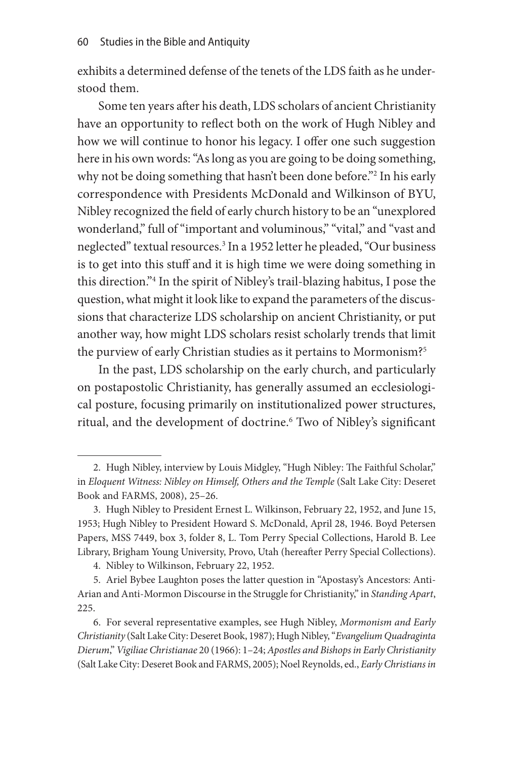exhibits a determined defense of the tenets of the LDS faith as he understood them.

Some ten years after his death, LDS scholars of ancient Christianity have an opportunity to reflect both on the work of Hugh Nibley and how we will continue to honor his legacy. I offer one such suggestion here in his own words: "As long as you are going to be doing something, why not be doing something that hasn't been done before."[2] In his early correspondence with Presidents McDonald and Wilkinson of BYU, Nibley recognized the field of early church history to be an "unexplored wonderland," full of "important and voluminous," "vital," and "vast and neglected" textual resources.[3] In a 1952 letter he pleaded, "Our business is to get into this stuff and it is high time we were doing something in this direction."[4] In the spirit of Nibley's trail-blazing habitus, I pose the question, what might it look like to expand the parameters of the discussions that characterize LDS scholarship on ancient Christianity, or put another way, how might LDS scholars resist scholarly trends that limit the purview of early Christian studies as it pertains to Mormonism?[5]

In the past, LDS scholarship on the early church, and particularly on postapostolic Christianity, has generally assumed an ecclesiological posture, focusing primarily on institutionalized power structures, ritual, and the development of doctrine.[6] Two of Nibley's significant

---

2. Hugh Nibley, interview by Louis Midgley, "Hugh Nibley: The Faithful Scholar," in *Eloquent Witness: Nibley on Himself, Others and the Temple* (Salt Lake City: Deseret Book and FARMS, 2008), 25–26.

3. Hugh Nibley to President Ernest L. Wilkinson, February 22, 1952, and June 15, 1953; Hugh Nibley to President Howard S. McDonald, April 28, 1946. Boyd Petersen Papers, MSS 7449, box 3, folder 8, L. Tom Perry Special Collections, Harold B. Lee Library, Brigham Young University, Provo, Utah (hereafter Perry Special Collections).

4. Nibley to Wilkinson, February 22, 1952.

5. Ariel Bybee Laughton poses the latter question in "Apostasy's Ancestors: Anti-Arian and Anti-Mormon Discourse in the Struggle for Christianity," in *Standing Apart*, 225.

6. For several representative examples, see Hugh Nibley, *Mormonism and Early Christianity* (Salt Lake City: Deseret Book, 1987); Hugh Nibley, "*Evangelium Quadraginta Dierum*," *Vigiliae Christianae* 20 (1966): 1–24; *Apostles and Bishops in Early Christianity* (Salt Lake City: Deseret Book and FARMS, 2005); Noel Reynolds, ed., *Early Christians in*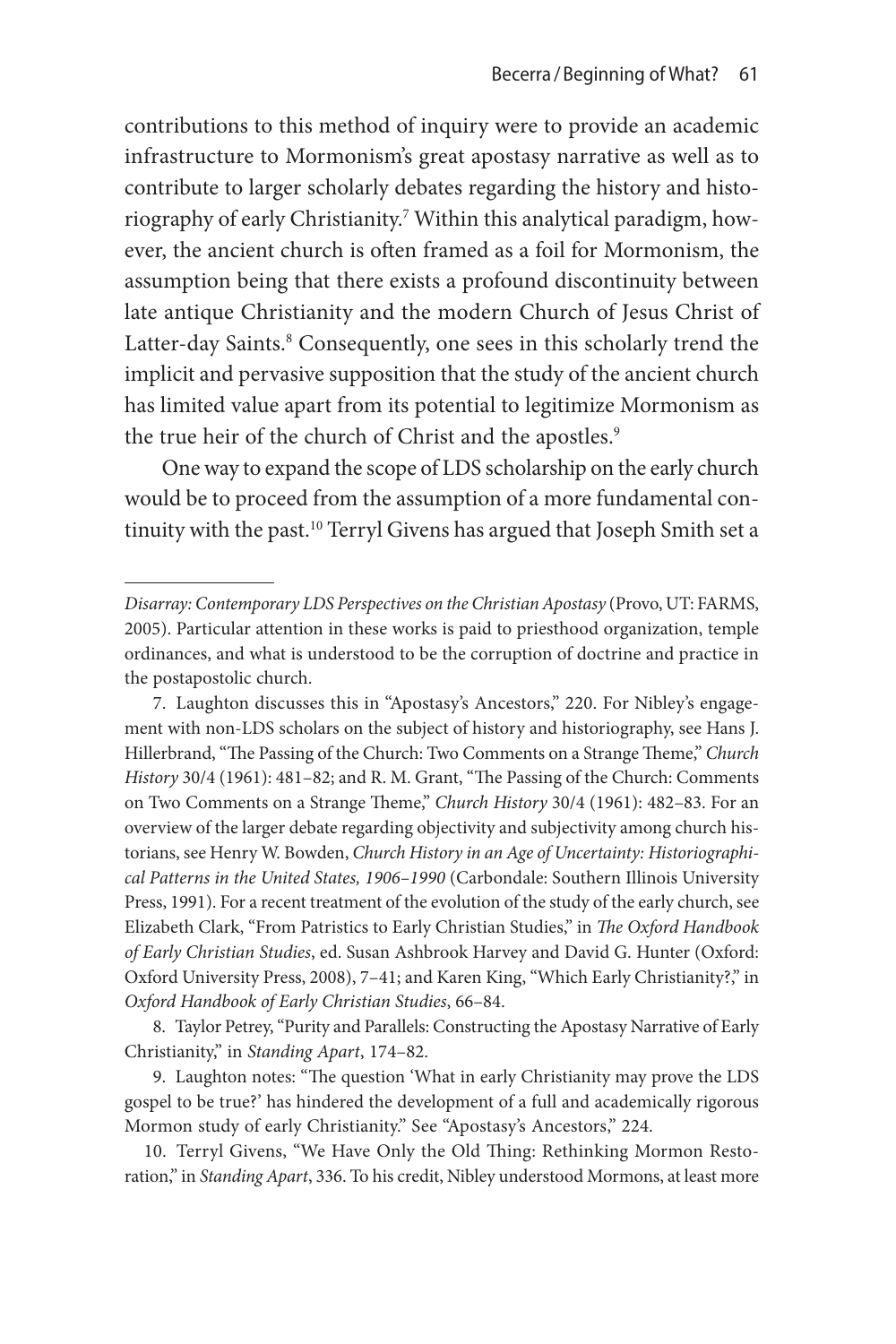contributions to this method of inquiry were to provide an academic infrastructure to Mormonism's great apostasy narrative as well as to contribute to larger scholarly debates regarding the history and historiography of early Christianity.[7] Within this analytical paradigm, however, the ancient church is often framed as a foil for Mormonism, the assumption being that there exists a profound discontinuity between late antique Christianity and the modern Church of Jesus Christ of Latter-day Saints.[8] Consequently, one sees in this scholarly trend the implicit and pervasive supposition that the study of the ancient church has limited value apart from its potential to legitimize Mormonism as the true heir of the church of Christ and the apostles.[9]

One way to expand the scope of LDS scholarship on the early church would be to proceed from the assumption of a more fundamental continuity with the past.[10] Terryl Givens has argued that Joseph Smith set a

---

*Disarray: Contemporary LDS Perspectives on the Christian Apostasy* (Provo, UT: FARMS, 2005). Particular attention in these works is paid to priesthood organization, temple ordinances, and what is understood to be the corruption of doctrine and practice in the postapostolic church.

7. Laughton discusses this in "Apostasy's Ancestors," 220. For Nibley's engagement with non-LDS scholars on the subject of history and historiography, see Hans J. Hillerbrand, "The Passing of the Church: Two Comments on a Strange Theme," *Church History* 30/4 (1961): 481–82; and R. M. Grant, "The Passing of the Church: Comments on Two Comments on a Strange Theme," *Church History* 30/4 (1961): 482–83. For an overview of the larger debate regarding objectivity and subjectivity among church historians, see Henry W. Bowden, *Church History in an Age of Uncertainty: Historiographical Patterns in the United States, 1906–1990* (Carbondale: Southern Illinois University Press, 1991). For a recent treatment of the evolution of the study of the early church, see Elizabeth Clark, "From Patristics to Early Christian Studies," in *The Oxford Handbook of Early Christian Studies*, ed. Susan Ashbrook Harvey and David G. Hunter (Oxford: Oxford University Press, 2008), 7–41; and Karen King, "Which Early Christianity?," in *Oxford Handbook of Early Christian Studies*, 66–84.

8. Taylor Petrey, "Purity and Parallels: Constructing the Apostasy Narrative of Early Christianity," in *Standing Apart*, 174–82.

9. Laughton notes: "The question 'What in early Christianity may prove the LDS gospel to be true?' has hindered the development of a full and academically rigorous Mormon study of early Christianity." See "Apostasy's Ancestors," 224.

10. Terryl Givens, "We Have Only the Old Thing: Rethinking Mormon Restoration," in *Standing Apart*, 336. To his credit, Nibley understood Mormons, at least more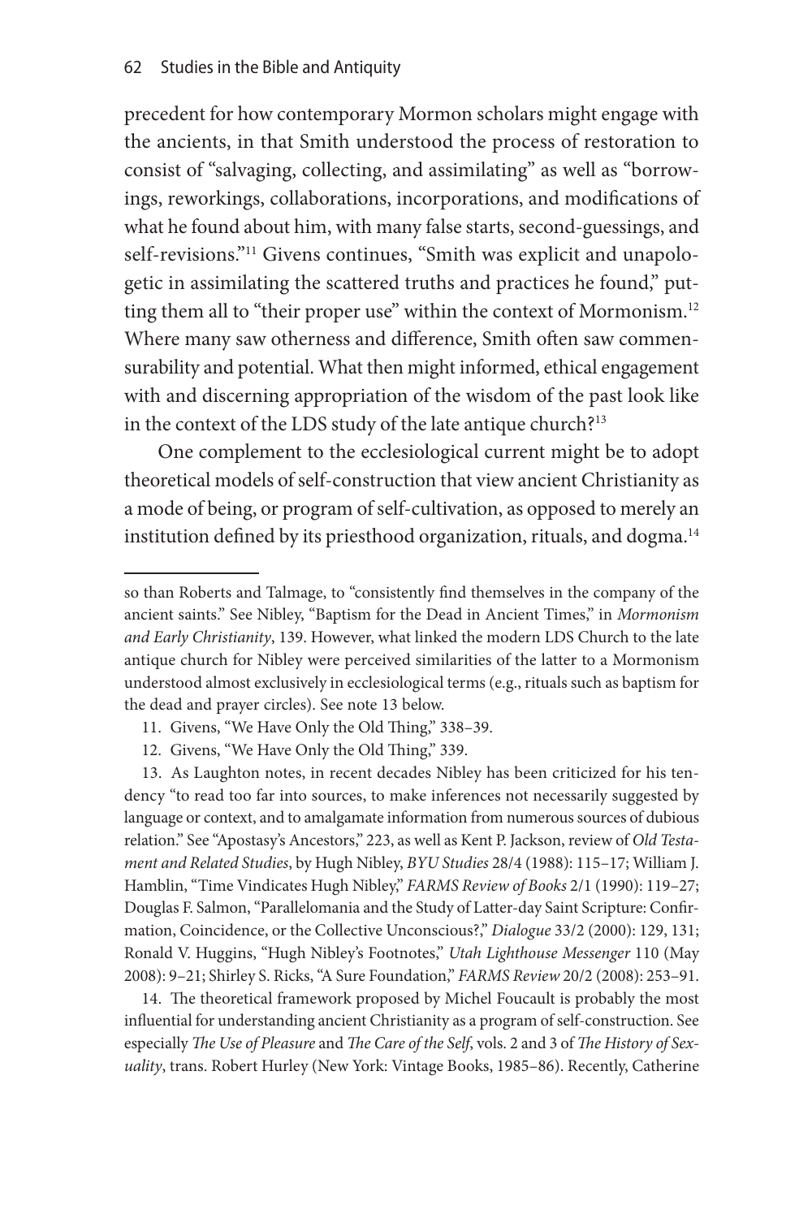precedent for how contemporary Mormon scholars might engage with the ancients, in that Smith understood the process of restoration to consist of "salvaging, collecting, and assimilating" as well as "borrowings, reworkings, collaborations, incorporations, and modifications of what he found about him, with many false starts, second-guessings, and self-revisions."[11] Givens continues, "Smith was explicit and unapologetic in assimilating the scattered truths and practices he found," putting them all to "their proper use" within the context of Mormonism.[12] Where many saw otherness and difference, Smith often saw commensurability and potential. What then might informed, ethical engagement with and discerning appropriation of the wisdom of the past look like in the context of the LDS study of the late antique church?[13]

One complement to the ecclesiological current might be to adopt theoretical models of self-construction that view ancient Christianity as a mode of being, or program of self-cultivation, as opposed to merely an institution defined by its priesthood organization, rituals, and dogma.[14]

---

so than Roberts and Talmage, to "consistently find themselves in the company of the ancient saints." See Nibley, "Baptism for the Dead in Ancient Times," in *Mormonism and Early Christianity*, 139. However, what linked the modern LDS Church to the late antique church for Nibley were perceived similarities of the latter to a Mormonism understood almost exclusively in ecclesiological terms (e.g., rituals such as baptism for the dead and prayer circles). See note 13 below.

11. Givens, "We Have Only the Old Thing," 338–39.

12. Givens, "We Have Only the Old Thing," 339.

13. As Laughton notes, in recent decades Nibley has been criticized for his tendency "to read too far into sources, to make inferences not necessarily suggested by language or context, and to amalgamate information from numerous sources of dubious relation." See "Apostasy's Ancestors," 223, as well as Kent P. Jackson, review of *Old Testament and Related Studies*, by Hugh Nibley, *BYU Studies* 28/4 (1988): 115–17; William J. Hamblin, "Time Vindicates Hugh Nibley," *FARMS Review of Books* 2/1 (1990): 119–27; Douglas F. Salmon, "Parallelomania and the Study of Latter-day Saint Scripture: Confirmation, Coincidence, or the Collective Unconscious?," *Dialogue* 33/2 (2000): 129, 131; Ronald V. Huggins, "Hugh Nibley's Footnotes," *Utah Lighthouse Messenger* 110 (May 2008): 9–21; Shirley S. Ricks, "A Sure Foundation," *FARMS Review* 20/2 (2008): 253–91.

14. The theoretical framework proposed by Michel Foucault is probably the most influential for understanding ancient Christianity as a program of self-construction. See especially *The Use of Pleasure* and *The Care of the Self*, vols. 2 and 3 of *The History of Sexuality*, trans. Robert Hurley (New York: Vintage Books, 1985–86). Recently, Catherine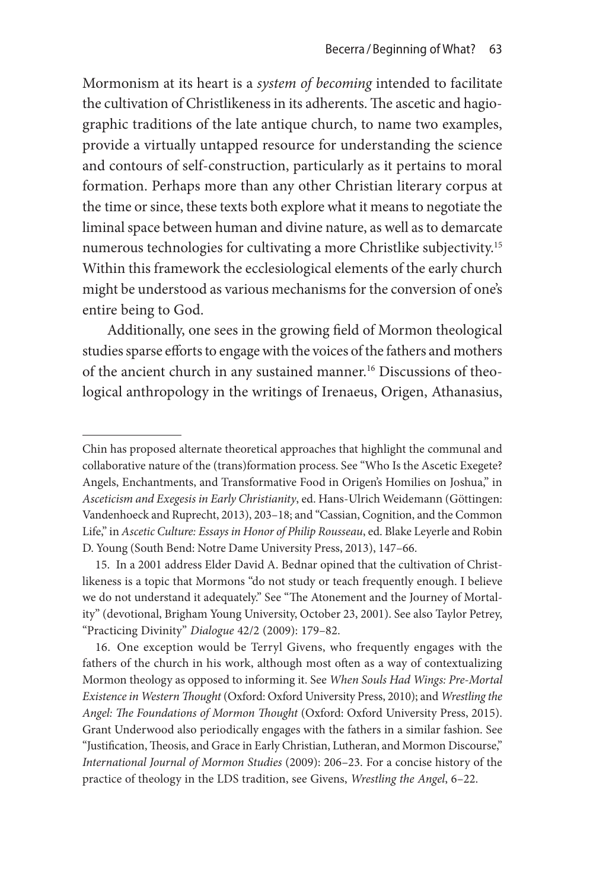Mormonism at its heart is a *system of becoming* intended to facilitate the cultivation of Christlikeness in its adherents. The ascetic and hagiographic traditions of the late antique church, to name two examples, provide a virtually untapped resource for understanding the science and contours of self-construction, particularly as it pertains to moral formation. Perhaps more than any other Christian literary corpus at the time or since, these texts both explore what it means to negotiate the liminal space between human and divine nature, as well as to demarcate numerous technologies for cultivating a more Christlike subjectivity.[15] Within this framework the ecclesiological elements of the early church might be understood as various mechanisms for the conversion of one's entire being to God.

Additionally, one sees in the growing field of Mormon theological studies sparse efforts to engage with the voices of the fathers and mothers of the ancient church in any sustained manner.[16] Discussions of theological anthropology in the writings of Irenaeus, Origen, Athanasius,

---

Chin has proposed alternate theoretical approaches that highlight the communal and collaborative nature of the (trans)formation process. See "Who Is the Ascetic Exegete? Angels, Enchantments, and Transformative Food in Origen's Homilies on Joshua," in *Asceticism and Exegesis in Early Christianity*, ed. Hans-Ulrich Weidemann (Göttingen: Vandenhoeck and Ruprecht, 2013), 203–18; and "Cassian, Cognition, and the Common Life," in *Ascetic Culture: Essays in Honor of Philip Rousseau*, ed. Blake Leyerle and Robin D. Young (South Bend: Notre Dame University Press, 2013), 147–66.

15. In a 2001 address Elder David A. Bednar opined that the cultivation of Christlikeness is a topic that Mormons "do not study or teach frequently enough. I believe we do not understand it adequately." See "The Atonement and the Journey of Mortality" (devotional, Brigham Young University, October 23, 2001). See also Taylor Petrey, "Practicing Divinity" *Dialogue* 42/2 (2009): 179–82.

16. One exception would be Terryl Givens, who frequently engages with the fathers of the church in his work, although most often as a way of contextualizing Mormon theology as opposed to informing it. See *When Souls Had Wings: Pre-Mortal Existence in Western Thought* (Oxford: Oxford University Press, 2010); and *Wrestling the Angel: The Foundations of Mormon Thought* (Oxford: Oxford University Press, 2015). Grant Underwood also periodically engages with the fathers in a similar fashion. See "Justification, Theosis, and Grace in Early Christian, Lutheran, and Mormon Discourse," *International Journal of Mormon Studies* (2009): 206–23. For a concise history of the practice of theology in the LDS tradition, see Givens, *Wrestling the Angel*, 6–22.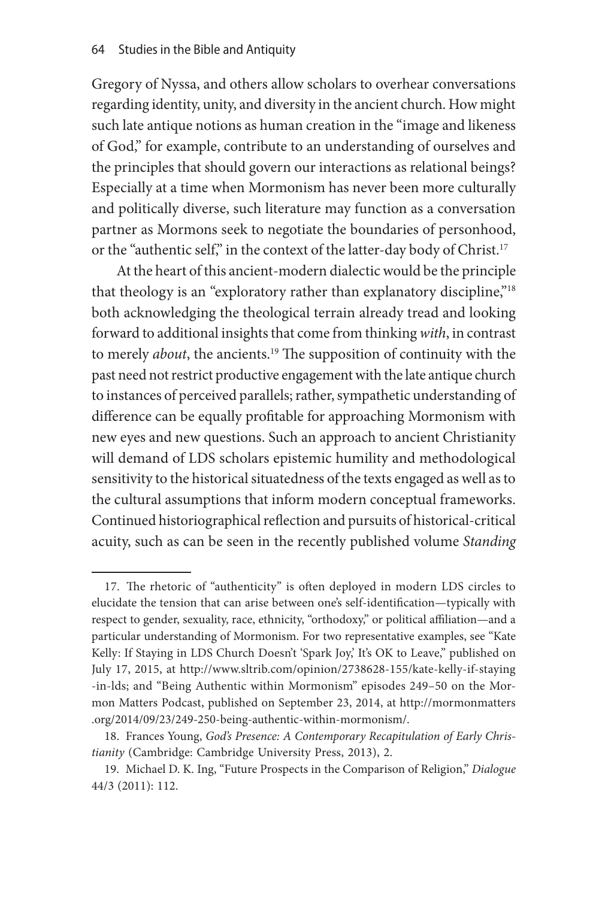Gregory of Nyssa, and others allow scholars to overhear conversations regarding identity, unity, and diversity in the ancient church. How might such late antique notions as human creation in the "image and likeness of God," for example, contribute to an understanding of ourselves and the principles that should govern our interactions as relational beings? Especially at a time when Mormonism has never been more culturally and politically diverse, such literature may function as a conversation partner as Mormons seek to negotiate the boundaries of personhood, or the "authentic self," in the context of the latter-day body of Christ.[17]

At the heart of this ancient-modern dialectic would be the principle that theology is an "exploratory rather than explanatory discipline,"[18] both acknowledging the theological terrain already tread and looking forward to additional insights that come from thinking *with*, in contrast to merely *about*, the ancients.[19] The supposition of continuity with the past need not restrict productive engagement with the late antique church to instances of perceived parallels; rather, sympathetic understanding of difference can be equally profitable for approaching Mormonism with new eyes and new questions. Such an approach to ancient Christianity will demand of LDS scholars epistemic humility and methodological sensitivity to the historical situatedness of the texts engaged as well as to the cultural assumptions that inform modern conceptual frameworks. Continued historiographical reflection and pursuits of historical-critical acuity, such as can be seen in the recently published volume *Standing*

---

17. The rhetoric of "authenticity" is often deployed in modern LDS circles to elucidate the tension that can arise between one's self-identification—typically with respect to gender, sexuality, race, ethnicity, "orthodoxy," or political affiliation—and a particular understanding of Mormonism. For two representative examples, see "Kate Kelly: If Staying in LDS Church Doesn't 'Spark Joy,' It's OK to Leave," published on July 17, 2015, at http://www.sltrib.com/opinion/2738628-155/kate-kelly-if-staying-in-lds; and "Being Authentic within Mormonism" episodes 249–50 on the Mormon Matters Podcast, published on September 23, 2014, at http://mormonmatters.org/2014/09/23/249-250-being-authentic-within-mormonism/.

18. Frances Young, *God's Presence: A Contemporary Recapitulation of Early Christianity* (Cambridge: Cambridge University Press, 2013), 2.

19. Michael D. K. Ing, "Future Prospects in the Comparison of Religion," *Dialogue* 44/3 (2011): 112.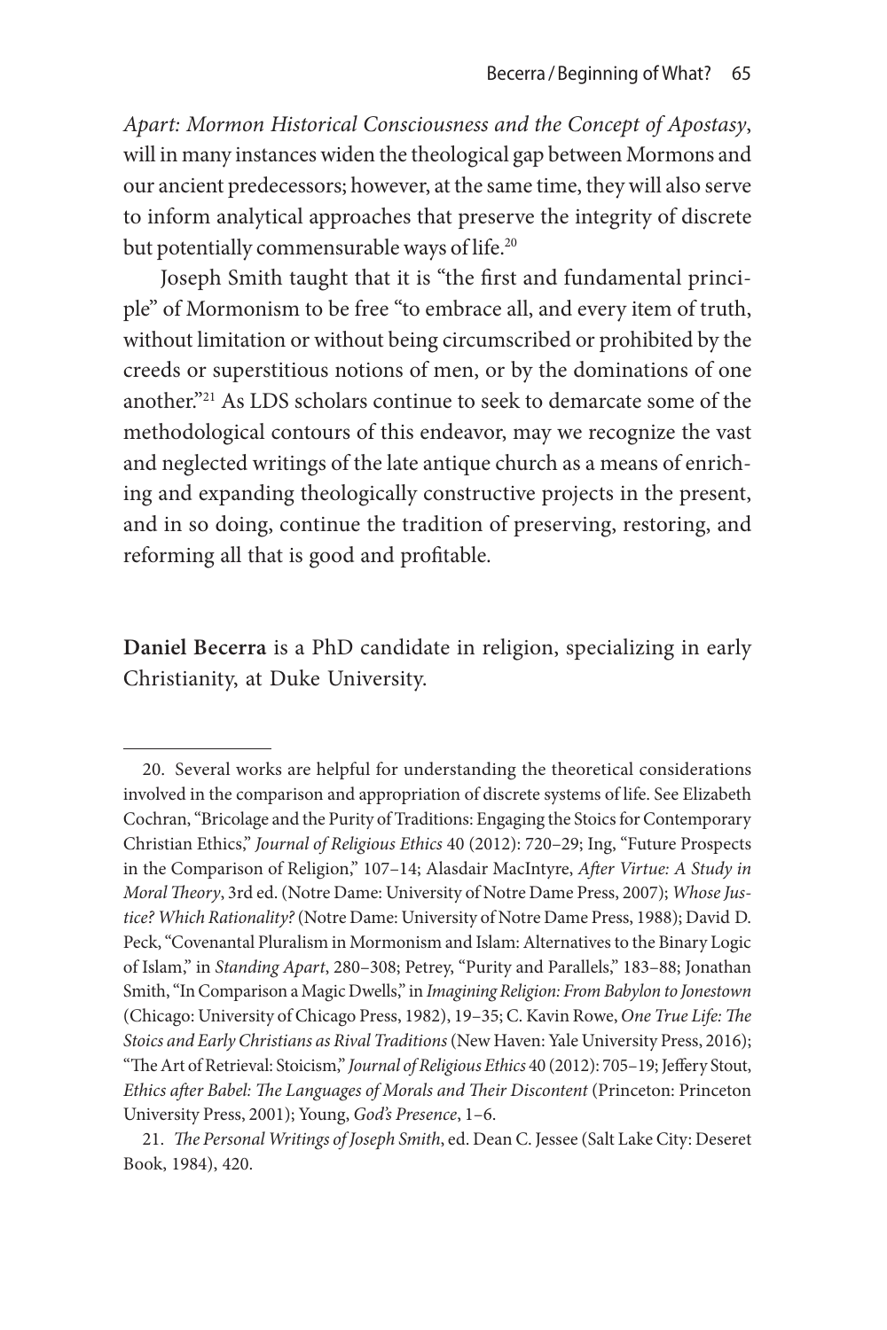*Apart: Mormon Historical Consciousness and the Concept of Apostasy*, will in many instances widen the theological gap between Mormons and our ancient predecessors; however, at the same time, they will also serve to inform analytical approaches that preserve the integrity of discrete but potentially commensurable ways of life.[20]

Joseph Smith taught that it is "the first and fundamental principle" of Mormonism to be free "to embrace all, and every item of truth, without limitation or without being circumscribed or prohibited by the creeds or superstitious notions of men, or by the dominations of one another."[21] As LDS scholars continue to seek to demarcate some of the methodological contours of this endeavor, may we recognize the vast and neglected writings of the late antique church as a means of enriching and expanding theologically constructive projects in the present, and in so doing, continue the tradition of preserving, restoring, and reforming all that is good and profitable.

**Daniel Becerra** is a PhD candidate in religion, specializing in early Christianity, at Duke University.

---

20. Several works are helpful for understanding the theoretical considerations involved in the comparison and appropriation of discrete systems of life. See Elizabeth Cochran, "Bricolage and the Purity of Traditions: Engaging the Stoics for Contemporary Christian Ethics," *Journal of Religious Ethics* 40 (2012): 720–29; Ing, "Future Prospects in the Comparison of Religion," 107–14; Alasdair MacIntyre, *After Virtue: A Study in Moral Theory*, 3rd ed. (Notre Dame: University of Notre Dame Press, 2007); *Whose Justice? Which Rationality?* (Notre Dame: University of Notre Dame Press, 1988); David D. Peck, "Covenantal Pluralism in Mormonism and Islam: Alternatives to the Binary Logic of Islam," in *Standing Apart*, 280–308; Petrey, "Purity and Parallels," 183–88; Jonathan Smith, "In Comparison a Magic Dwells," in *Imagining Religion: From Babylon to Jonestown* (Chicago: University of Chicago Press, 1982), 19–35; C. Kavin Rowe, *One True Life: The Stoics and Early Christians as Rival Traditions* (New Haven: Yale University Press, 2016); "The Art of Retrieval: Stoicism," *Journal of Religious Ethics* 40 (2012): 705–19; Jeffery Stout, *Ethics after Babel: The Languages of Morals and Their Discontent* (Princeton: Princeton University Press, 2001); Young, *God's Presence*, 1–6.

21. *The Personal Writings of Joseph Smith*, ed. Dean C. Jessee (Salt Lake City: Deseret Book, 1984), 420.